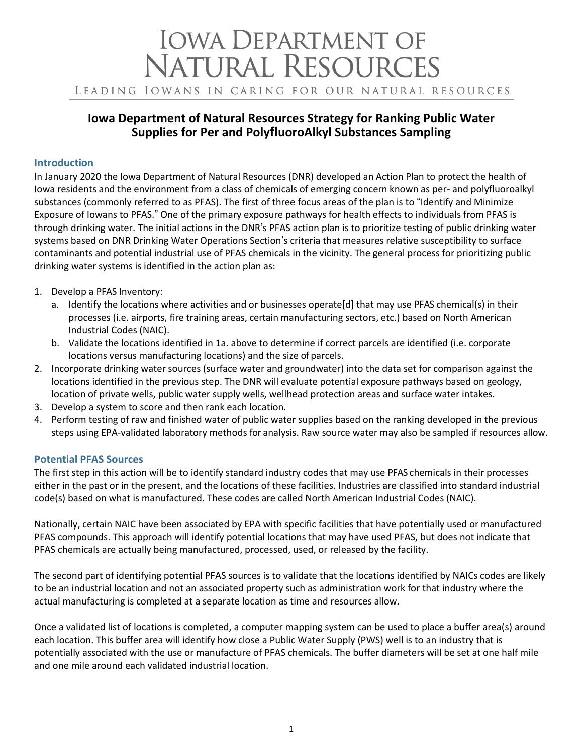# IOWA DEPARTMENT OF NATURAL RESOURCES

LEADING IOWANS IN CARING FOR OUR NATURAL RESOURCES

## Iowa Department of Natural Resources Strategy for Ranking Public Water Supplies for Per and PolyfluoroAlkyl Substances Sampling

### Introduction

In January 2020 the Iowa Department of Natural Resources (DNR) developed an Action Plan to protect the health of Iowa residents and the environment from a class of chemicals of emerging concern known as per- and polyfluoroalkyl substances (commonly referred to as PFAS). The first of three focus areas of the plan is to "Identify and Minimize Exposure of Iowans to PFAS." One of the primary exposure pathways for health effects to individuals from PFAS is through drinking water. The initial actions in the DNR's PFAS action plan is to prioritize testing of public drinking water systems based on DNR Drinking Water Operations Section's criteria that measures relative susceptibility to surface contaminants and potential industrial use of PFAS chemicals in the vicinity. The general process for prioritizing public drinking water systems is identified in the action plan as:

1. Develop a PFAS Inventory:
   a. Identify the locations where activities and or businesses operate[d] that may use PFAS chemical(s) in their processes (i.e. airports, fire training areas, certain manufacturing sectors, etc.) based on North American Industrial Codes (NAIC).
   b. Validate the locations identified in 1a. above to determine if correct parcels are identified (i.e. corporate locations versus manufacturing locations) and the size of parcels.
2. Incorporate drinking water sources (surface water and groundwater) into the data set for comparison against the locations identified in the previous step. The DNR will evaluate potential exposure pathways based on geology, location of private wells, public water supply wells, wellhead protection areas and surface water intakes.
3. Develop a system to score and then rank each location.
4. Perform testing of raw and finished water of public water supplies based on the ranking developed in the previous steps using EPA-validated laboratory methods for analysis. Raw source water may also be sampled if resources allow.

### Potential PFAS Sources

The first step in this action will be to identify standard industry codes that may use PFAS chemicals in their processes either in the past or in the present, and the locations of these facilities. Industries are classified into standard industrial code(s) based on what is manufactured. These codes are called North American Industrial Codes (NAIC).

Nationally, certain NAIC have been associated by EPA with specific facilities that have potentially used or manufactured PFAS compounds. This approach will identify potential locations that may have used PFAS, but does not indicate that PFAS chemicals are actually being manufactured, processed, used, or released by the facility.

The second part of identifying potential PFAS sources is to validate that the locations identified by NAICs codes are likely to be an industrial location and not an associated property such as administration work for that industry where the actual manufacturing is completed at a separate location as time and resources allow.

Once a validated list of locations is completed, a computer mapping system can be used to place a buffer area(s) around each location. This buffer area will identify how close a Public Water Supply (PWS) well is to an industry that is potentially associated with the use or manufacture of PFAS chemicals. The buffer diameters will be set at one half mile and one mile around each validated industrial location.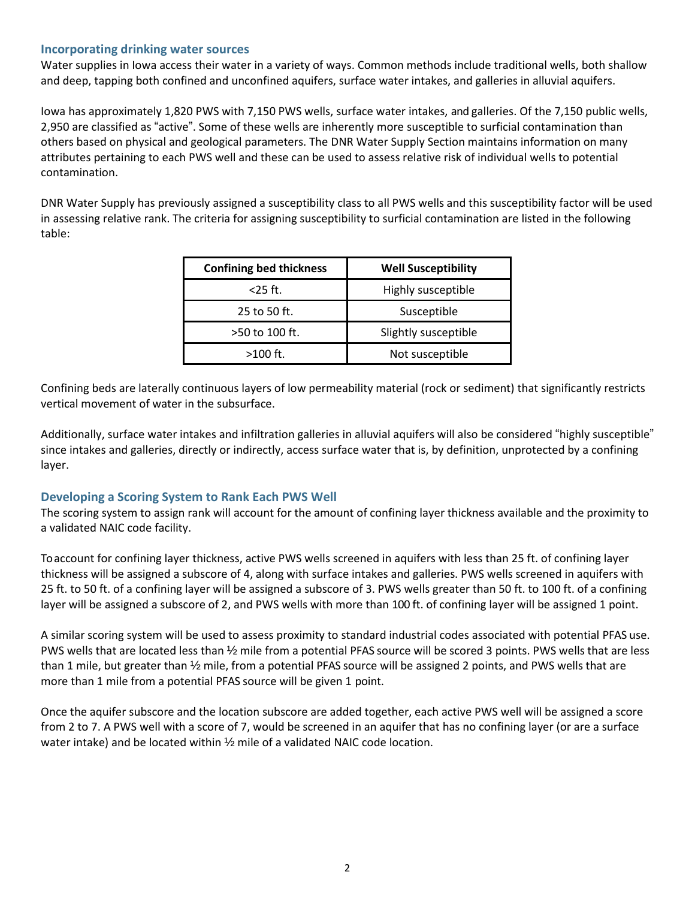## Incorporating drinking water sources

Water supplies in Iowa access their water in a variety of ways. Common methods include traditional wells, both shallow and deep, tapping both confined and unconfined aquifers, surface water intakes, and galleries in alluvial aquifers.

Iowa has approximately 1,820 PWS with 7,150 PWS wells, surface water intakes, and galleries. Of the 7,150 public wells, 2,950 are classified as "active". Some of these wells are inherently more susceptible to surficial contamination than others based on physical and geological parameters. The DNR Water Supply Section maintains information on many attributes pertaining to each PWS well and these can be used to assess relative risk of individual wells to potential contamination.

DNR Water Supply has previously assigned a susceptibility class to all PWS wells and this susceptibility factor will be used in assessing relative rank. The criteria for assigning susceptibility to surficial contamination are listed in the following table:

| Confining bed thickness | Well Susceptibility |
|---|---|
| <25 ft. | Highly susceptible |
| 25 to 50 ft. | Susceptible |
| >50 to 100 ft. | Slightly susceptible |
| >100 ft. | Not susceptible |

Confining beds are laterally continuous layers of low permeability material (rock or sediment) that significantly restricts vertical movement of water in the subsurface.

Additionally, surface water intakes and infiltration galleries in alluvial aquifers will also be considered "highly susceptible" since intakes and galleries, directly or indirectly, access surface water that is, by definition, unprotected by a confining layer.

## Developing a Scoring System to Rank Each PWS Well

The scoring system to assign rank will account for the amount of confining layer thickness available and the proximity to a validated NAIC code facility.

To account for confining layer thickness, active PWS wells screened in aquifers with less than 25 ft. of confining layer thickness will be assigned a subscore of 4, along with surface intakes and galleries. PWS wells screened in aquifers with 25 ft. to 50 ft. of a confining layer will be assigned a subscore of 3. PWS wells greater than 50 ft. to 100 ft. of a confining layer will be assigned a subscore of 2, and PWS wells with more than 100 ft. of confining layer will be assigned 1 point.

A similar scoring system will be used to assess proximity to standard industrial codes associated with potential PFAS use. PWS wells that are located less than ½ mile from a potential PFAS source will be scored 3 points. PWS wells that are less than 1 mile, but greater than ½ mile, from a potential PFAS source will be assigned 2 points, and PWS wells that are more than 1 mile from a potential PFAS source will be given 1 point.

Once the aquifer subscore and the location subscore are added together, each active PWS well will be assigned a score from 2 to 7. A PWS well with a score of 7, would be screened in an aquifer that has no confining layer (or are a surface water intake) and be located within ½ mile of a validated NAIC code location.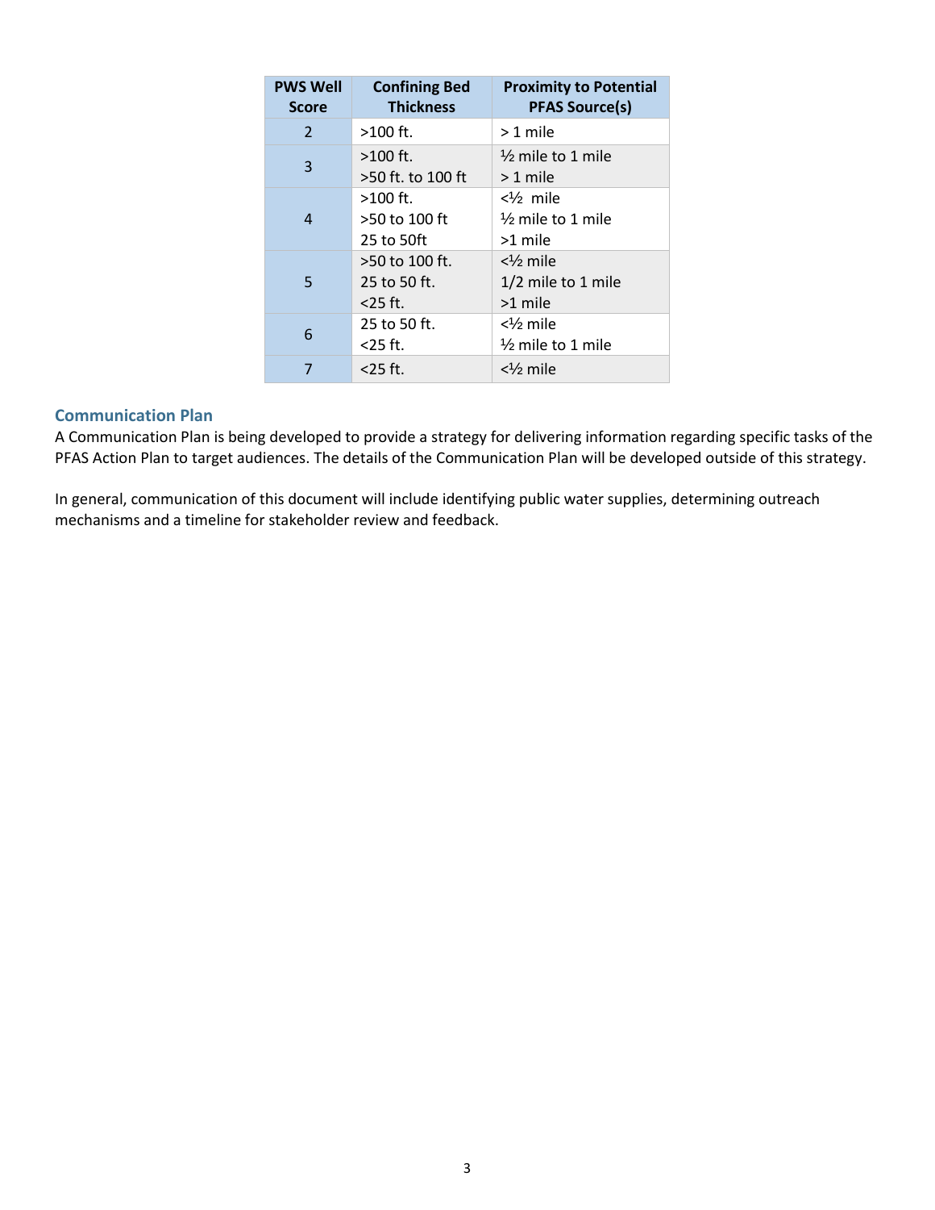| PWS Well Score | Confining Bed Thickness | Proximity to Potential PFAS Source(s) |
|---|---|---|
| 2 | >100 ft. | > 1 mile |
| 3 | >100 ft.<br>>50 ft. to 100 ft | ½ mile to 1 mile<br>> 1 mile |
| 4 | >100 ft.<br>>50 to 100 ft<br>25 to 50ft | <½ mile<br>½ mile to 1 mile<br>>1 mile |
| 5 | >50 to 100 ft.<br>25 to 50 ft.<br><25 ft. | <½ mile<br>1/2 mile to 1 mile<br>>1 mile |
| 6 | 25 to 50 ft.<br><25 ft. | <½ mile<br>½ mile to 1 mile |
| 7 | <25 ft. | <½ mile |

### Communication Plan

A Communication Plan is being developed to provide a strategy for delivering information regarding specific tasks of the PFAS Action Plan to target audiences. The details of the Communication Plan will be developed outside of this strategy.

In general, communication of this document will include identifying public water supplies, determining outreach mechanisms and a timeline for stakeholder review and feedback.